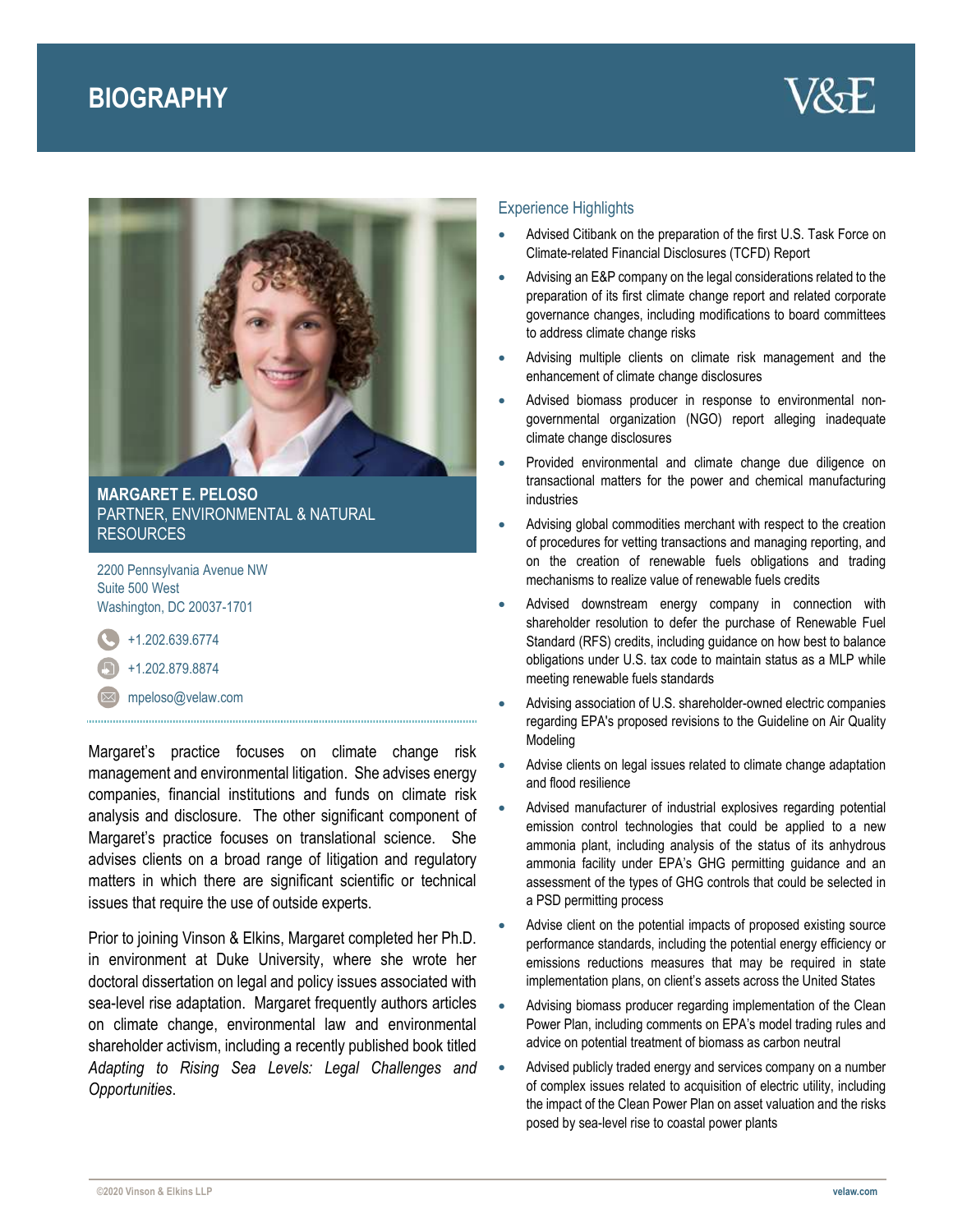# BIOGRAPHY

**MARGARET E. PELOSO**
PARTNER, ENVIRONMENTAL & NATURAL RESOURCES

2200 Pennsylvania Avenue NW
Suite 500 West
Washington, DC 20037-1701

+1.202.639.6774

+1.202.879.8874

mpeloso@velaw.com

Margaret's practice focuses on climate change risk management and environmental litigation. She advises energy companies, financial institutions and funds on climate risk analysis and disclosure. The other significant component of Margaret's practice focuses on translational science. She advises clients on a broad range of litigation and regulatory matters in which there are significant scientific or technical issues that require the use of outside experts.

Prior to joining Vinson & Elkins, Margaret completed her Ph.D. in environment at Duke University, where she wrote her doctoral dissertation on legal and policy issues associated with sea-level rise adaptation. Margaret frequently authors articles on climate change, environmental law and environmental shareholder activism, including a recently published book titled *Adapting to Rising Sea Levels: Legal Challenges and Opportunities*.

## Experience Highlights

- Advised Citibank on the preparation of the first U.S. Task Force on Climate-related Financial Disclosures (TCFD) Report
- Advising an E&P company on the legal considerations related to the preparation of its first climate change report and related corporate governance changes, including modifications to board committees to address climate change risks
- Advising multiple clients on climate risk management and the enhancement of climate change disclosures
- Advised biomass producer in response to environmental non-governmental organization (NGO) report alleging inadequate climate change disclosures
- Provided environmental and climate change due diligence on transactional matters for the power and chemical manufacturing industries
- Advising global commodities merchant with respect to the creation of procedures for vetting transactions and managing reporting, and on the creation of renewable fuels obligations and trading mechanisms to realize value of renewable fuels credits
- Advised downstream energy company in connection with shareholder resolution to defer the purchase of Renewable Fuel Standard (RFS) credits, including guidance on how best to balance obligations under U.S. tax code to maintain status as a MLP while meeting renewable fuels standards
- Advising association of U.S. shareholder-owned electric companies regarding EPA's proposed revisions to the Guideline on Air Quality Modeling
- Advise clients on legal issues related to climate change adaptation and flood resilience
- Advised manufacturer of industrial explosives regarding potential emission control technologies that could be applied to a new ammonia plant, including analysis of the status of its anhydrous ammonia facility under EPA's GHG permitting guidance and an assessment of the types of GHG controls that could be selected in a PSD permitting process
- Advise client on the potential impacts of proposed existing source performance standards, including the potential energy efficiency or emissions reductions measures that may be required in state implementation plans, on client's assets across the United States
- Advising biomass producer regarding implementation of the Clean Power Plan, including comments on EPA's model trading rules and advice on potential treatment of biomass as carbon neutral
- Advised publicly traded energy and services company on a number of complex issues related to acquisition of electric utility, including the impact of the Clean Power Plan on asset valuation and the risks posed by sea-level rise to coastal power plants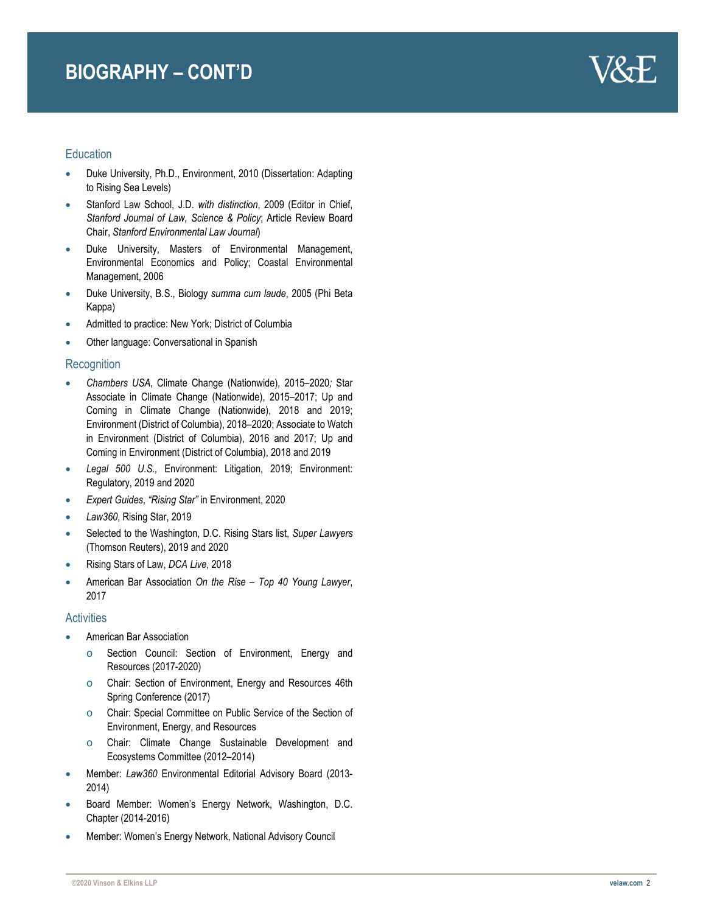# BIOGRAPHY – CONT'D

## Education

- Duke University, Ph.D., Environment, 2010 (Dissertation: Adapting to Rising Sea Levels)
- Stanford Law School, J.D. *with distinction*, 2009 (Editor in Chief, *Stanford Journal of Law, Science & Policy*; Article Review Board Chair, *Stanford Environmental Law Journal*)
- Duke University, Masters of Environmental Management, Environmental Economics and Policy; Coastal Environmental Management, 2006
- Duke University, B.S., Biology *summa cum laude*, 2005 (Phi Beta Kappa)
- Admitted to practice: New York; District of Columbia
- Other language: Conversational in Spanish

## Recognition

- *Chambers USA*, Climate Change (Nationwide), 2015–2020; Star Associate in Climate Change (Nationwide), 2015–2017; Up and Coming in Climate Change (Nationwide), 2018 and 2019; Environment (District of Columbia), 2018–2020; Associate to Watch in Environment (District of Columbia), 2016 and 2017; Up and Coming in Environment (District of Columbia), 2018 and 2019
- *Legal 500 U.S.,* Environment: Litigation, 2019; Environment: Regulatory, 2019 and 2020
- *Expert Guides*, *"Rising Star"* in Environment, 2020
- *Law360*, Rising Star, 2019
- Selected to the Washington, D.C. Rising Stars list, *Super Lawyers* (Thomson Reuters), 2019 and 2020
- Rising Stars of Law, *DCA Live*, 2018
- American Bar Association *On the Rise – Top 40 Young Lawyer*, 2017

## Activities

- American Bar Association
  - Section Council: Section of Environment, Energy and Resources (2017-2020)
  - Chair: Section of Environment, Energy and Resources 46th Spring Conference (2017)
  - Chair: Special Committee on Public Service of the Section of Environment, Energy, and Resources
  - Chair: Climate Change Sustainable Development and Ecosystems Committee (2012–2014)
- Member: *Law360* Environmental Editorial Advisory Board (2013-2014)
- Board Member: Women's Energy Network, Washington, D.C. Chapter (2014-2016)
- Member: Women's Energy Network, National Advisory Council